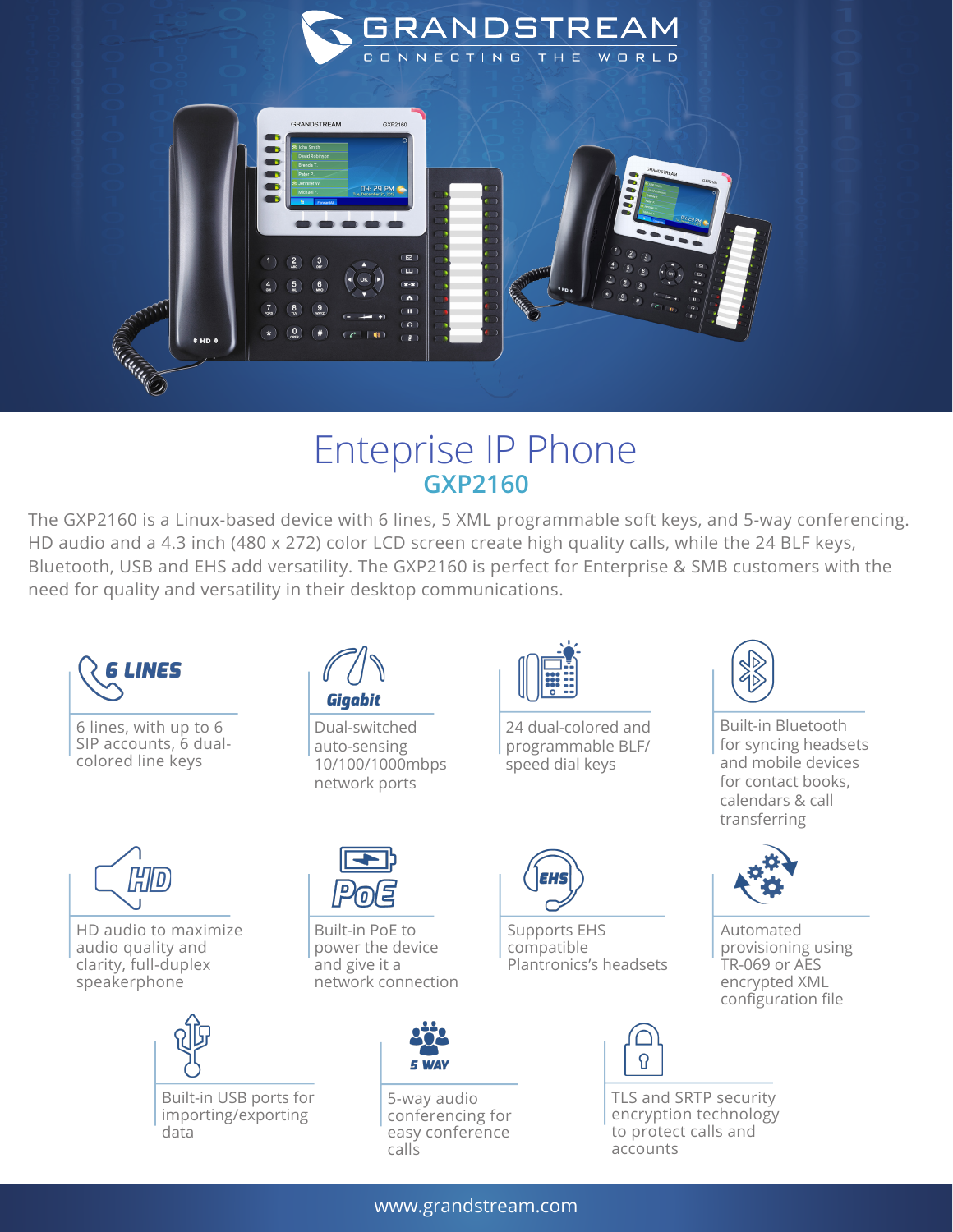# Enteprise IP Phone

## GXP2160

The GXP2160 is a Linux-based device with 6 lines, 5 XML programmable soft keys, and 5-way conferencing. HD audio and a 4.3 inch (480 x 272) color LCD screen create high quality calls, while the 24 BLF keys, Bluetooth, USB and EHS add versatility. The GXP2160 is perfect for Enterprise & SMB customers with the need for quality and versatility in their desktop communications.

**6 LINES**

6 lines, with up to 6 SIP accounts, 6 dual-colored line keys

**Gigabit**

Dual-switched auto-sensing 10/100/1000mbps network ports

24 dual-colored and programmable BLF/ speed dial keys

Built-in Bluetooth for syncing headsets and mobile devices for contact books, calendars & call transferring

**HD**

HD audio to maximize audio quality and clarity, full-duplex speakerphone

**PoE**

Built-in PoE to power the device and give it a network connection

**EHS**

Supports EHS compatible Plantronics's headsets

Automated provisioning using TR-069 or AES encrypted XML configuration file

Built-in USB ports for importing/exporting data

**5 WAY**

5-way audio conferencing for easy conference calls

TLS and SRTP security encryption technology to protect calls and accounts

www.grandstream.com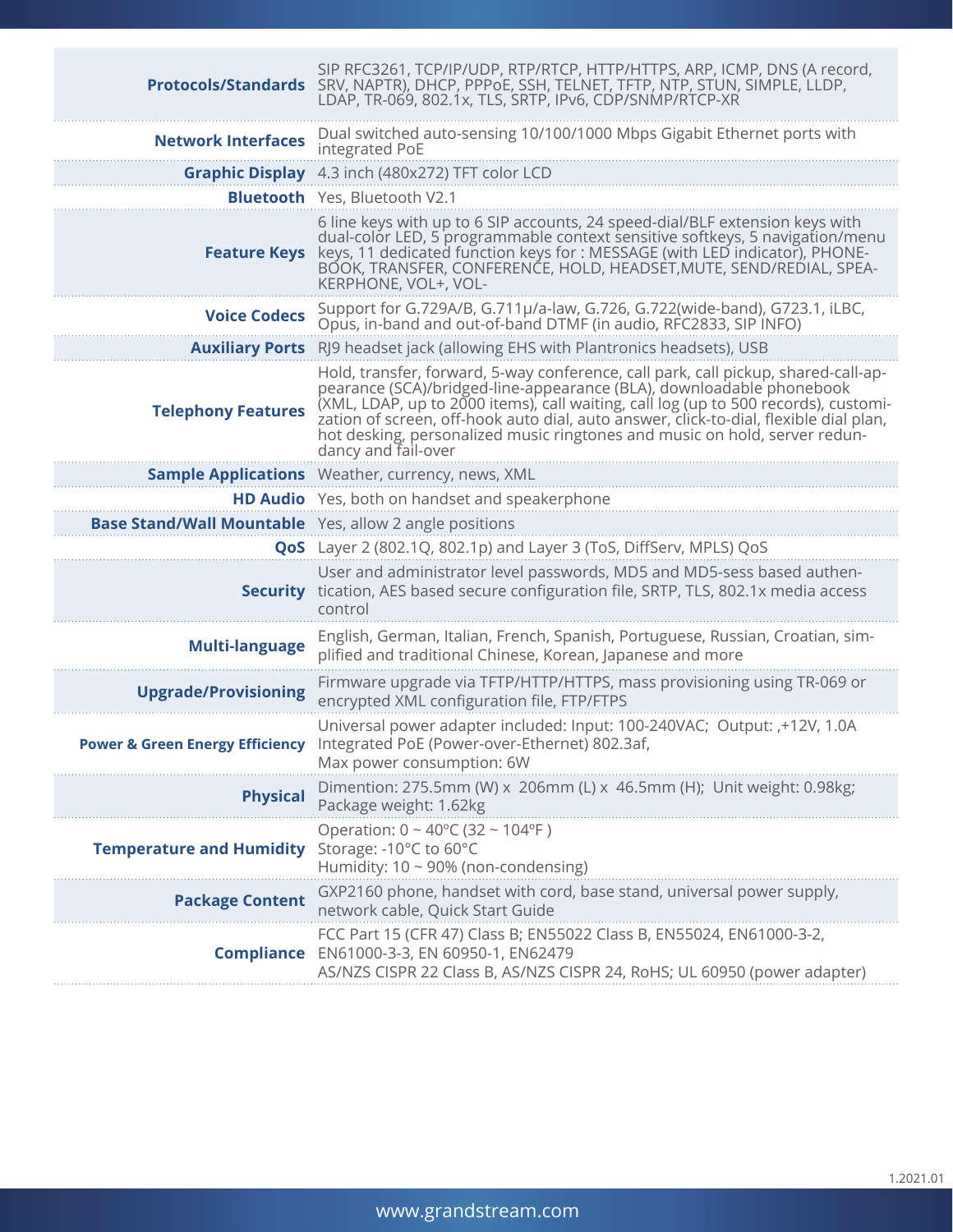| | |
|---|---|
| **Protocols/Standards** | SIP RFC3261, TCP/IP/UDP, RTP/RTCP, HTTP/HTTPS, ARP, ICMP, DNS (A record, SRV, NAPTR), DHCP, PPPoE, SSH, TELNET, TFTP, NTP, STUN, SIMPLE, LLDP, LDAP, TR-069, 802.1x, TLS, SRTP, IPv6, CDP/SNMP/RTCP-XR |
| **Network Interfaces** | Dual switched auto-sensing 10/100/1000 Mbps Gigabit Ethernet ports with integrated PoE |
| **Graphic Display** | 4.3 inch (480x272) TFT color LCD |
| **Bluetooth** | Yes, Bluetooth V2.1 |
| **Feature Keys** | 6 line keys with up to 6 SIP accounts, 24 speed-dial/BLF extension keys with dual-color LED, 5 programmable context sensitive softkeys, 5 navigation/menu keys, 11 dedicated function keys for : MESSAGE (with LED indicator), PHONE-BOOK, TRANSFER, CONFERENCE, HOLD, HEADSET,MUTE, SEND/REDIAL, SPEA-KERPHONE, VOL+, VOL- |
| **Voice Codecs** | Support for G.729A/B, G.711µ/a-law, G.726, G.722(wide-band), G723.1, iLBC, Opus, in-band and out-of-band DTMF (in audio, RFC2833, SIP INFO) |
| **Auxiliary Ports** | RJ9 headset jack (allowing EHS with Plantronics headsets), USB |
| **Telephony Features** | Hold, transfer, forward, 5-way conference, call park, call pickup, shared-call-appearance (SCA)/bridged-line-appearance (BLA), downloadable phonebook (XML, LDAP, up to 2000 items), call waiting, call log (up to 500 records), customization of screen, off-hook auto dial, auto answer, click-to-dial, flexible dial plan, hot desking, personalized music ringtones and music on hold, server redundancy and fail-over |
| **Sample Applications** | Weather, currency, news, XML |
| **HD Audio** | Yes, both on handset and speakerphone |
| **Base Stand/Wall Mountable** | Yes, allow 2 angle positions |
| **QoS** | Layer 2 (802.1Q, 802.1p) and Layer 3 (ToS, DiffServ, MPLS) QoS |
| **Security** | User and administrator level passwords, MD5 and MD5-sess based authentication, AES based secure configuration file, SRTP, TLS, 802.1x media access control |
| **Multi-language** | English, German, Italian, French, Spanish, Portuguese, Russian, Croatian, simplified and traditional Chinese, Korean, Japanese and more |
| **Upgrade/Provisioning** | Firmware upgrade via TFTP/HTTP/HTTPS, mass provisioning using TR-069 or encrypted XML configuration file, FTP/FTPS |
| **Power & Green Energy Efficiency** | Universal power adapter included: Input: 100-240VAC; Output: ,+12V, 1.0A<br>Integrated PoE (Power-over-Ethernet) 802.3af,<br>Max power consumption: 6W |
| **Physical** | Dimention: 275.5mm (W) x 206mm (L) x 46.5mm (H); Unit weight: 0.98kg; Package weight: 1.62kg |
| **Temperature and Humidity** | Operation: 0 ~ 40ºC (32 ~ 104ºF )<br>Storage: -10°C to 60°C<br>Humidity: 10 ~ 90% (non-condensing) |
| **Package Content** | GXP2160 phone, handset with cord, base stand, universal power supply, network cable, Quick Start Guide |
| **Compliance** | FCC Part 15 (CFR 47) Class B; EN55022 Class B, EN55024, EN61000-3-2, EN61000-3-3, EN 60950-1, EN62479<br>AS/NZS CISPR 22 Class B, AS/NZS CISPR 24, RoHS; UL 60950 (power adapter) |

1.2021.01

www.grandstream.com